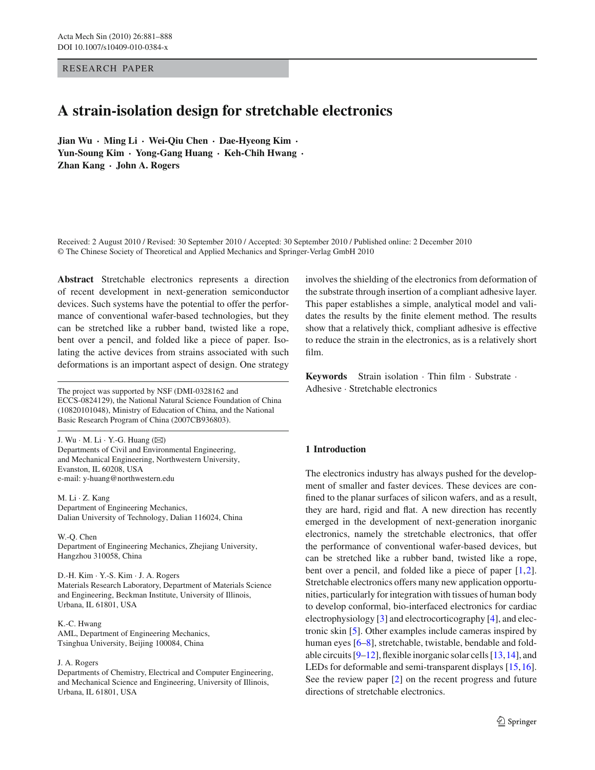RESEARCH PAPER

# A strain-isolation design for stretchable electronics

**Jian Wu · Ming Li · Wei-Qiu Chen · Dae-Hyeong Kim · Yun-Soung Kim · Yong-Gang Huang · Keh-Chih Hwang · Zhan Kang · John A. Rogers**

Received: 2 August 2010 / Revised: 30 September 2010 / Accepted: 30 September 2010 / Published online: 2 December 2010
© The Chinese Society of Theoretical and Applied Mechanics and Springer-Verlag GmbH 2010

**Abstract** Stretchable electronics represents a direction of recent development in next-generation semiconductor devices. Such systems have the potential to offer the performance of conventional wafer-based technologies, but they can be stretched like a rubber band, twisted like a rope, bent over a pencil, and folded like a piece of paper. Isolating the active devices from strains associated with such deformations is an important aspect of design. One strategy involves the shielding of the electronics from deformation of the substrate through insertion of a compliant adhesive layer. This paper establishes a simple, analytical model and validates the results by the finite element method. The results show that a relatively thick, compliant adhesive is effective to reduce the strain in the electronics, as is a relatively short film.

**Keywords** Strain isolation · Thin film · Substrate · Adhesive · Stretchable electronics

The project was supported by NSF (DMI-0328162 and ECCS-0824129), the National Natural Science Foundation of China (10820101048), Ministry of Education of China, and the National Basic Research Program of China (2007CB936803).

J. Wu · M. Li · Y.-G. Huang (✉)
Departments of Civil and Environmental Engineering, and Mechanical Engineering, Northwestern University, Evanston, IL 60208, USA
e-mail: y-huang@northwestern.edu

M. Li · Z. Kang
Department of Engineering Mechanics, Dalian University of Technology, Dalian 116024, China

W.-Q. Chen
Department of Engineering Mechanics, Zhejiang University, Hangzhou 310058, China

D.-H. Kim · Y.-S. Kim · J. A. Rogers
Materials Research Laboratory, Department of Materials Science and Engineering, Beckman Institute, University of Illinois, Urbana, IL 61801, USA

K.-C. Hwang
AML, Department of Engineering Mechanics, Tsinghua University, Beijing 100084, China

J. A. Rogers
Departments of Chemistry, Electrical and Computer Engineering, and Mechanical Science and Engineering, University of Illinois, Urbana, IL 61801, USA

## 1 Introduction

The electronics industry has always pushed for the development of smaller and faster devices. These devices are confined to the planar surfaces of silicon wafers, and as a result, they are hard, rigid and flat. A new direction has recently emerged in the development of next-generation inorganic electronics, namely the stretchable electronics, that offer the performance of conventional wafer-based devices, but can be stretched like a rubber band, twisted like a rope, bent over a pencil, and folded like a piece of paper [1,2]. Stretchable electronics offers many new application opportunities, particularly for integration with tissues of human body to develop conformal, bio-interfaced electronics for cardiac electrophysiology [3] and electrocorticography [4], and electronic skin [5]. Other examples include cameras inspired by human eyes [6–8], stretchable, twistable, bendable and foldable circuits [9–12], flexible inorganic solar cells [13,14], and LEDs for deformable and semi-transparent displays [15,16]. See the review paper [2] on the recent progress and future directions of stretchable electronics.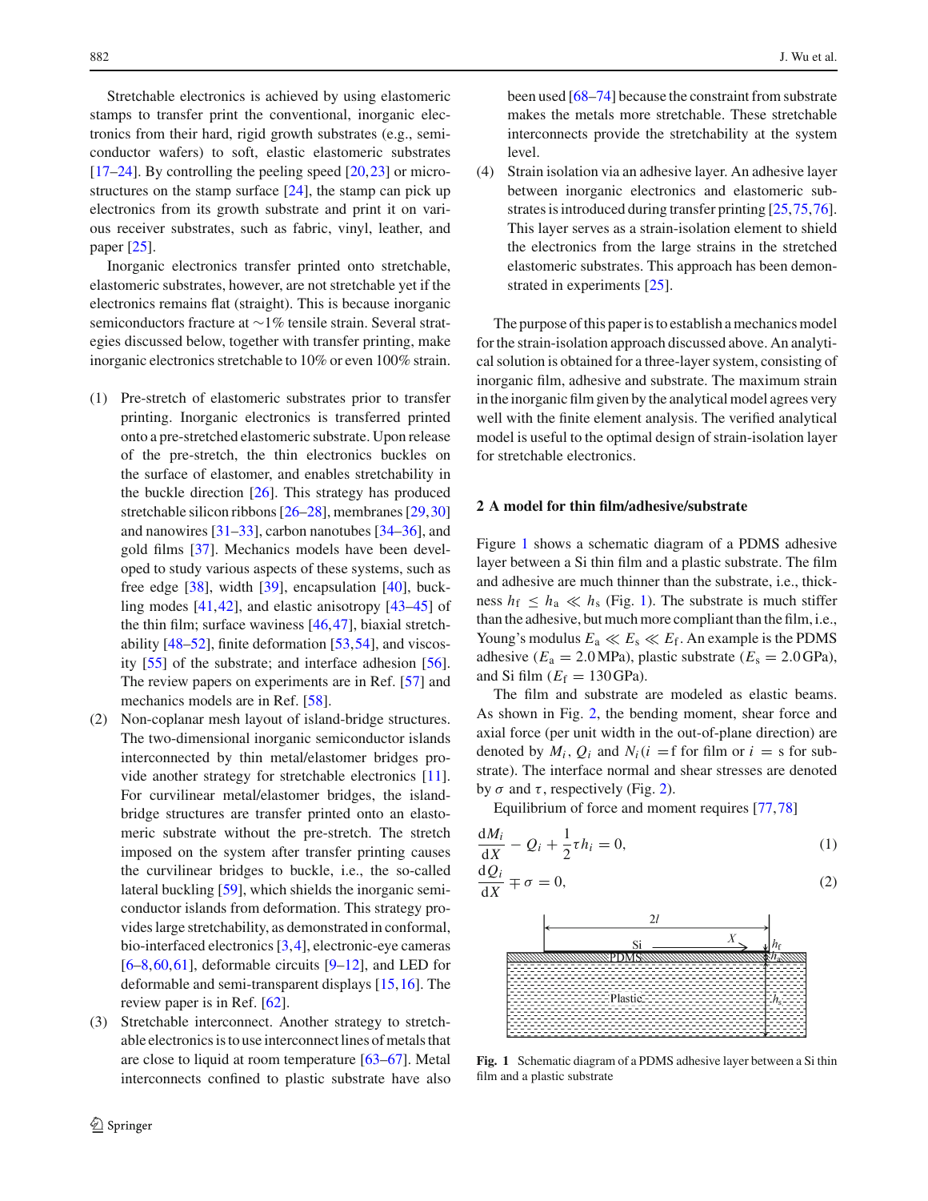Stretchable electronics is achieved by using elastomeric stamps to transfer print the conventional, inorganic electronics from their hard, rigid growth substrates (e.g., semiconductor wafers) to soft, elastic elastomeric substrates [17–24]. By controlling the peeling speed [20,23] or microstructures on the stamp surface [24], the stamp can pick up electronics from its growth substrate and print it on various receiver substrates, such as fabric, vinyl, leather, and paper [25].

Inorganic electronics transfer printed onto stretchable, elastomeric substrates, however, are not stretchable yet if the electronics remains flat (straight). This is because inorganic semiconductors fracture at ~1% tensile strain. Several strategies discussed below, together with transfer printing, make inorganic electronics stretchable to 10% or even 100% strain.

1. Pre-stretch of elastomeric substrates prior to transfer printing. Inorganic electronics is transferred printed onto a pre-stretched elastomeric substrate. Upon release of the pre-stretch, the thin electronics buckles on the surface of elastomer, and enables stretchability in the buckle direction [26]. This strategy has produced stretchable silicon ribbons [26–28], membranes [29,30] and nanowires [31–33], carbon nanotubes [34–36], and gold films [37]. Mechanics models have been developed to study various aspects of these systems, such as free edge [38], width [39], encapsulation [40], buckling modes [41,42], and elastic anisotropy [43–45] of the thin film; surface waviness [46,47], biaxial stretchability [48–52], finite deformation [53,54], and viscosity [55] of the substrate; and interface adhesion [56]. The review papers on experiments are in Ref. [57] and mechanics models are in Ref. [58].
2. Non-coplanar mesh layout of island-bridge structures. The two-dimensional inorganic semiconductor islands interconnected by thin metal/elastomer bridges provide another strategy for stretchable electronics [11]. For curvilinear metal/elastomer bridges, the island-bridge structures are transfer printed onto an elastomeric substrate without the pre-stretch. The stretch imposed on the system after transfer printing causes the curvilinear bridges to buckle, i.e., the so-called lateral buckling [59], which shields the inorganic semiconductor islands from deformation. This strategy provides large stretchability, as demonstrated in conformal, bio-interfaced electronics [3,4], electronic-eye cameras [6–8,60,61], deformable circuits [9–12], and LED for deformable and semi-transparent displays [15,16]. The review paper is in Ref. [62].
3. Stretchable interconnect. Another strategy to stretchable electronics is to use interconnect lines of metals that are close to liquid at room temperature [63–67]. Metal interconnects confined to plastic substrate have also been used [68–74] because the constraint from substrate makes the metals more stretchable. These stretchable interconnects provide the stretchability at the system level.
4. Strain isolation via an adhesive layer. An adhesive layer between inorganic electronics and elastomeric substrates is introduced during transfer printing [25,75,76]. This layer serves as a strain-isolation element to shield the electronics from the large strains in the stretched elastomeric substrates. This approach has been demonstrated in experiments [25].

The purpose of this paper is to establish a mechanics model for the strain-isolation approach discussed above. An analytical solution is obtained for a three-layer system, consisting of inorganic film, adhesive and substrate. The maximum strain in the inorganic film given by the analytical model agrees very well with the finite element analysis. The verified analytical model is useful to the optimal design of strain-isolation layer for stretchable electronics.

## 2 A model for thin film/adhesive/substrate

Figure 1 shows a schematic diagram of a PDMS adhesive layer between a Si thin film and a plastic substrate. The film and adhesive are much thinner than the substrate, i.e., thickness $h_f \leq h_a \ll h_s$ (Fig. 1). The substrate is much stiffer than the adhesive, but much more compliant than the film, i.e., Young's modulus $E_a \ll E_s \ll E_f$. An example is the PDMS adhesive ($E_a = 2.0\,\text{MPa}$), plastic substrate ($E_s = 2.0\,\text{GPa}$), and Si film ($E_f = 130\,\text{GPa}$).

The film and substrate are modeled as elastic beams. As shown in Fig. 2, the bending moment, shear force and axial force (per unit width in the out-of-plane direction) are denoted by $M_i$, $Q_i$ and $N_i$ ($i$ = f for film or $i$ = s for substrate). The interface normal and shear stresses are denoted by $\sigma$ and $\tau$, respectively (Fig. 2).

Equilibrium of force and moment requires [77,78]

$$\frac{\mathrm{d}M_i}{\mathrm{d}X} - Q_i + \frac{1}{2}\tau h_i = 0, \tag{1}$$

$$\frac{\mathrm{d}Q_i}{\mathrm{d}X} \mp \sigma = 0, \tag{2}$$

Fig. 1 Schematic diagram of a PDMS adhesive layer between a Si thin film and a plastic substrate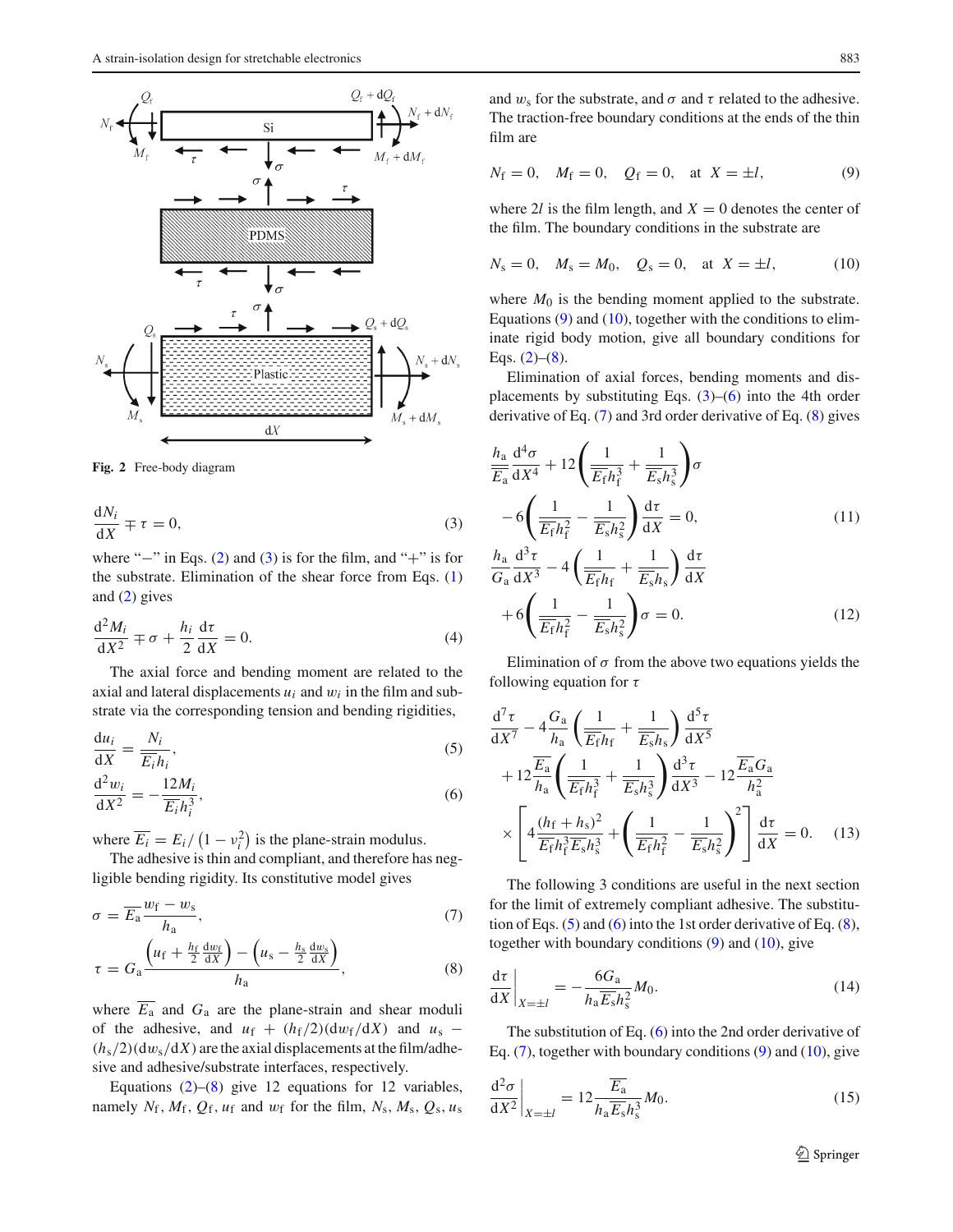Fig. 2 Free-body diagram

$$\frac{dN_i}{dX} \mp \tau = 0, \tag{3}$$

where "−" in Eqs. (2) and (3) is for the film, and "+" is for the substrate. Elimination of the shear force from Eqs. (1) and (2) gives

$$\frac{d^2 M_i}{dX^2} \mp \sigma + \frac{h_i}{2}\frac{d\tau}{dX} = 0. \tag{4}$$

The axial force and bending moment are related to the axial and lateral displacements $u_i$ and $w_i$ in the film and substrate via the corresponding tension and bending rigidities,

$$\frac{du_i}{dX} = \frac{N_i}{\overline{E}_i h_i}, \tag{5}$$

$$\frac{d^2 w_i}{dX^2} = -\frac{12 M_i}{\overline{E}_i h_i^3}, \tag{6}$$

where $\overline{E_i} = E_i/\left(1 - \nu_i^2\right)$ is the plane-strain modulus.

The adhesive is thin and compliant, and therefore has negligible bending rigidity. Its constitutive model gives

$$\sigma = \overline{E}_a \frac{w_f - w_s}{h_a}, \tag{7}$$

$$\tau = G_a \frac{\left(u_f + \frac{h_f}{2}\frac{dw_f}{dX}\right) - \left(u_s - \frac{h_s}{2}\frac{dw_s}{dX}\right)}{h_a}, \tag{8}$$

where $\overline{E_a}$ and $G_a$ are the plane-strain and shear moduli of the adhesive, and $u_f + (h_f/2)(dw_f/dX)$ and $u_s - (h_s/2)(dw_s/dX)$ are the axial displacements at the film/adhesive and adhesive/substrate interfaces, respectively.

Equations (2)–(8) give 12 equations for 12 variables, namely $N_f$, $M_f$, $Q_f$, $u_f$ and $w_f$ for the film, $N_s$, $M_s$, $Q_s$, $u_s$ and $w_s$ for the substrate, and $\sigma$ and $\tau$ related to the adhesive. The traction-free boundary conditions at the ends of the thin film are

$$N_f = 0, \quad M_f = 0, \quad Q_f = 0, \quad \text{at } X = \pm l, \tag{9}$$

where $2l$ is the film length, and $X = 0$ denotes the center of the film. The boundary conditions in the substrate are

$$N_s = 0, \quad M_s = M_0, \quad Q_s = 0, \quad \text{at } X = \pm l, \tag{10}$$

where $M_0$ is the bending moment applied to the substrate. Equations (9) and (10), together with the conditions to eliminate rigid body motion, give all boundary conditions for Eqs. (2)–(8).

Elimination of axial forces, bending moments and displacements by substituting Eqs. (3)–(6) into the 4th order derivative of Eq. (7) and 3rd order derivative of Eq. (8) gives

$$\frac{h_a}{\overline{E}_a}\frac{d^4\sigma}{dX^4} + 12\left(\frac{1}{\overline{E}_f h_f^3} + \frac{1}{\overline{E}_s h_s^3}\right)\sigma - 6\left(\frac{1}{\overline{E}_f h_f^2} - \frac{1}{\overline{E}_s h_s^2}\right)\frac{d\tau}{dX} = 0, \tag{11}$$

$$\frac{h_a}{G_a}\frac{d^3\tau}{dX^3} - 4\left(\frac{1}{\overline{E}_f h_f} + \frac{1}{\overline{E}_s h_s}\right)\frac{d\tau}{dX} + 6\left(\frac{1}{\overline{E}_f h_f^2} - \frac{1}{\overline{E}_s h_s^2}\right)\sigma = 0. \tag{12}$$

Elimination of $\sigma$ from the above two equations yields the following equation for $\tau$

$$\frac{d^7\tau}{dX^7} - 4\frac{G_a}{h_a}\left(\frac{1}{\overline{E}_f h_f} + \frac{1}{\overline{E}_s h_s}\right)\frac{d^5\tau}{dX^5} + 12\frac{\overline{E}_a}{h_a}\left(\frac{1}{\overline{E}_f h_f^3} + \frac{1}{\overline{E}_s h_s^3}\right)\frac{d^3\tau}{dX^3} - 12\frac{\overline{E}_a G_a}{h_a^2} \times \left[4\frac{(h_f + h_s)^2}{\overline{E}_f h_f^3 \overline{E}_s h_s^3} + \left(\frac{1}{\overline{E}_f h_f^2} - \frac{1}{\overline{E}_s h_s^2}\right)^2\right]\frac{d\tau}{dX} = 0. \tag{13}$$

The following 3 conditions are useful in the next section for the limit of extremely compliant adhesive. The substitution of Eqs. (5) and (6) into the 1st order derivative of Eq. (8), together with boundary conditions (9) and (10), give

$$\left.\frac{d\tau}{dX}\right|_{X=\pm l} = -\frac{6G_a}{h_a \overline{E}_s h_s^2}M_0. \tag{14}$$

The substitution of Eq. (6) into the 2nd order derivative of Eq. (7), together with boundary conditions (9) and (10), give

$$\left.\frac{d^2\sigma}{dX^2}\right|_{X=\pm l} = 12\frac{\overline{E}_a}{h_a \overline{E}_s h_s^3}M_0. \tag{15}$$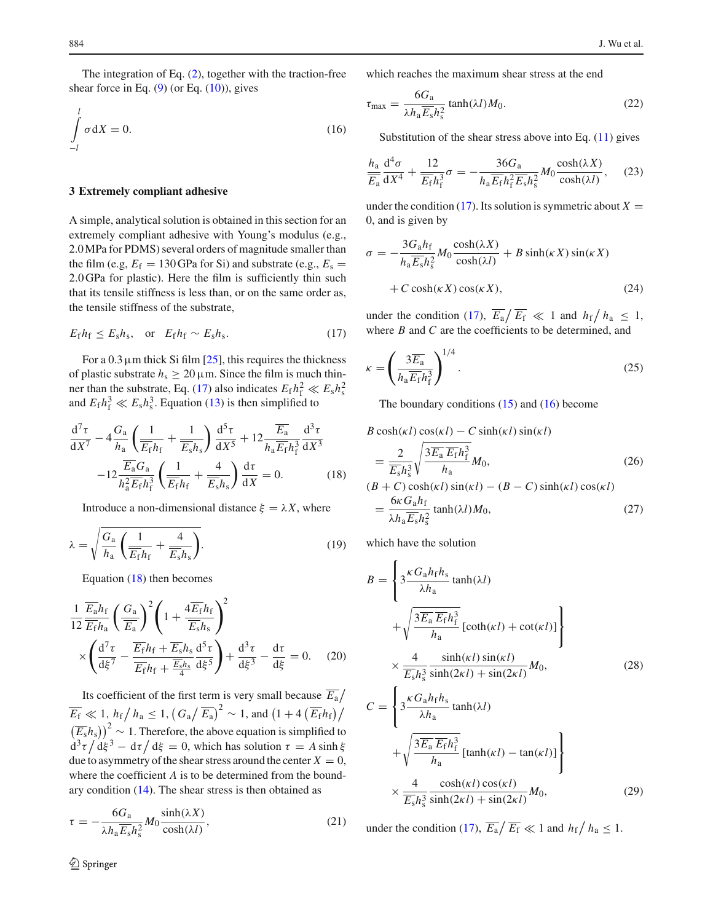The integration of Eq. (2), together with the traction-free shear force in Eq. (9) (or Eq. (10)), gives

$$\int_{-l}^{l} \sigma \mathrm{d}X = 0. \tag{16}$$

## 3 Extremely compliant adhesive

A simple, analytical solution is obtained in this section for an extremely compliant adhesive with Young's modulus (e.g., 2.0 MPa for PDMS) several orders of magnitude smaller than the film (e.g, $E_\mathrm{f} = 130$ GPa for Si) and substrate (e.g., $E_\mathrm{s} = 2.0$ GPa for plastic). Here the film is sufficiently thin such that its tensile stiffness is less than, or on the same order as, the tensile stiffness of the substrate,

$$E_\mathrm{f} h_\mathrm{f} \le E_\mathrm{s} h_\mathrm{s}, \quad \text{or} \quad E_\mathrm{f} h_\mathrm{f} \sim E_\mathrm{s} h_\mathrm{s}. \tag{17}$$

For a 0.3 μm thick Si film [25], this requires the thickness of plastic substrate $h_\mathrm{s} \ge 20$ μm. Since the film is much thinner than the substrate, Eq. (17) also indicates $E_\mathrm{f} h_\mathrm{f}^2 \ll E_\mathrm{s} h_\mathrm{s}^2$ and $E_\mathrm{f} h_\mathrm{f}^3 \ll E_\mathrm{s} h_\mathrm{s}^3$. Equation (13) is then simplified to

$$\frac{\mathrm{d}^7\tau}{\mathrm{d}X^7} - 4\frac{G_\mathrm{a}}{h_\mathrm{a}}\left(\frac{1}{\overline{E}_\mathrm{f} h_\mathrm{f}} + \frac{1}{\overline{E}_\mathrm{s} h_\mathrm{s}}\right)\frac{\mathrm{d}^5\tau}{\mathrm{d}X^5} + 12\frac{\overline{E}_\mathrm{a}}{h_\mathrm{a}\overline{E}_\mathrm{f} h_\mathrm{f}^3}\frac{\mathrm{d}^3\tau}{\mathrm{d}X^3}$$
$$-12\frac{\overline{E}_\mathrm{a} G_\mathrm{a}}{h_\mathrm{a}^2 \overline{E}_\mathrm{f} h_\mathrm{f}^3}\left(\frac{1}{\overline{E}_\mathrm{f} h_\mathrm{f}} + \frac{4}{\overline{E}_\mathrm{s} h_\mathrm{s}}\right)\frac{\mathrm{d}\tau}{\mathrm{d}X} = 0. \tag{18}$$

Introduce a non-dimensional distance $\xi = \lambda X$, where

$$\lambda = \sqrt{\frac{G_\mathrm{a}}{h_\mathrm{a}}\left(\frac{1}{\overline{E}_\mathrm{f} h_\mathrm{f}} + \frac{4}{\overline{E}_\mathrm{s} h_\mathrm{s}}\right)}. \tag{19}$$

Equation (18) then becomes

$$\frac{1}{12}\frac{\overline{E}_\mathrm{a} h_\mathrm{f}}{\overline{E}_\mathrm{f} h_\mathrm{a}}\left(\frac{G_\mathrm{a}}{\overline{E}_\mathrm{a}}\right)^2\left(1 + \frac{4\overline{E}_\mathrm{f} h_\mathrm{f}}{\overline{E}_\mathrm{s} h_\mathrm{s}}\right)^2$$
$$\times\left(\frac{\mathrm{d}^7\tau}{\mathrm{d}\xi^7} - \frac{\overline{E}_\mathrm{f} h_\mathrm{f} + \overline{E}_\mathrm{s} h_\mathrm{s}}{\overline{E}_\mathrm{f} h_\mathrm{f} + \frac{\overline{E}_\mathrm{s} h_\mathrm{s}}{4}}\frac{\mathrm{d}^5\tau}{\mathrm{d}\xi^5}\right) + \frac{\mathrm{d}^3\tau}{\mathrm{d}\xi^3} - \frac{\mathrm{d}\tau}{\mathrm{d}\xi} = 0. \tag{20}$$

Its coefficient of the first term is very small because $\overline{E}_\mathrm{a}/\overline{E}_\mathrm{f} \ll 1$, $h_\mathrm{f}/h_\mathrm{a} \le 1$, $\left(G_\mathrm{a}/\overline{E}_\mathrm{a}\right)^2 \sim 1$, and $\left(1 + 4\left(\overline{E}_\mathrm{f} h_\mathrm{f}\right)/\left(\overline{E}_\mathrm{s} h_\mathrm{s}\right)\right)^2 \sim 1$. Therefore, the above equation is simplified to $\mathrm{d}^3\tau/\mathrm{d}\xi^3 - \mathrm{d}\tau/\mathrm{d}\xi = 0$, which has solution $\tau = A\sinh\xi$ due to asymmetry of the shear stress around the center $X = 0$, where the coefficient $A$ is to be determined from the boundary condition (14). The shear stress is then obtained as

$$\tau = -\frac{6G_\mathrm{a}}{\lambda h_\mathrm{a} \overline{E}_\mathrm{s} h_\mathrm{s}^2} M_0 \frac{\sinh(\lambda X)}{\cosh(\lambda l)}, \tag{21}$$

which reaches the maximum shear stress at the end

$$\tau_{\max} = \frac{6G_\mathrm{a}}{\lambda h_\mathrm{a} \overline{E}_\mathrm{s} h_\mathrm{s}^2}\tanh(\lambda l) M_0. \tag{22}$$

Substitution of the shear stress above into Eq. (11) gives

$$\frac{h_\mathrm{a}}{\overline{E}_\mathrm{a}}\frac{\mathrm{d}^4\sigma}{\mathrm{d}X^4} + \frac{12}{\overline{E}_\mathrm{f} h_\mathrm{f}^3}\sigma = -\frac{36G_\mathrm{a}}{h_\mathrm{a}\overline{E}_\mathrm{f} h_\mathrm{f}^2 \overline{E}_\mathrm{s} h_\mathrm{s}^2} M_0 \frac{\cosh(\lambda X)}{\cosh(\lambda l)}, \tag{23}$$

under the condition (17). Its solution is symmetric about $X = 0$, and is given by

$$\sigma = -\frac{3G_\mathrm{a} h_\mathrm{f}}{h_\mathrm{a}\overline{E}_\mathrm{s} h_\mathrm{s}^2} M_0 \frac{\cosh(\lambda X)}{\cosh(\lambda l)} + B\sinh(\kappa X)\sin(\kappa X)$$
$$+ C\cosh(\kappa X)\cos(\kappa X), \tag{24}$$

under the condition (17), $\overline{E}_\mathrm{a}/\overline{E}_\mathrm{f} \ll 1$ and $h_\mathrm{f}/h_\mathrm{a} \le 1$, where $B$ and $C$ are the coefficients to be determined, and

$$\kappa = \left(\frac{3\overline{E}_\mathrm{a}}{h_\mathrm{a}\overline{E}_\mathrm{f} h_\mathrm{f}^3}\right)^{1/4}. \tag{25}$$

The boundary conditions (15) and (16) become

$$B\cosh(\kappa l)\cos(\kappa l) - C\sinh(\kappa l)\sin(\kappa l)$$
$$= \frac{2}{\overline{E}_\mathrm{s} h_\mathrm{s}^3}\sqrt{\frac{3\overline{E}_\mathrm{a}\,\overline{E}_\mathrm{f} h_\mathrm{f}^3}{h_\mathrm{a}}} M_0, \tag{26}$$
$$(B + C)\cosh(\kappa l)\sin(\kappa l) - (B - C)\sinh(\kappa l)\cos(\kappa l)$$
$$= \frac{6\kappa G_\mathrm{a} h_\mathrm{f}}{\lambda h_\mathrm{a}\overline{E}_\mathrm{s} h_\mathrm{s}^2}\tanh(\lambda l) M_0, \tag{27}$$

which have the solution

$$B = \left\{3\frac{\kappa G_\mathrm{a} h_\mathrm{f} h_\mathrm{s}}{\lambda h_\mathrm{a}}\tanh(\lambda l) + \sqrt{\frac{3\overline{E}_\mathrm{a}\,\overline{E}_\mathrm{f} h_\mathrm{f}^3}{h_\mathrm{a}}}\left[\coth(\kappa l) + \cot(\kappa l)\right]\right\}$$
$$\times \frac{4}{\overline{E}_\mathrm{s} h_\mathrm{s}^3}\frac{\sinh(\kappa l)\sin(\kappa l)}{\sinh(2\kappa l) + \sin(2\kappa l)} M_0, \tag{28}$$

$$C = \left\{3\frac{\kappa G_\mathrm{a} h_\mathrm{f} h_\mathrm{s}}{\lambda h_\mathrm{a}}\tanh(\lambda l) + \sqrt{\frac{3\overline{E}_\mathrm{a}\,\overline{E}_\mathrm{f} h_\mathrm{f}^3}{h_\mathrm{a}}}\left[\tanh(\kappa l) - \tan(\kappa l)\right]\right\}$$
$$\times \frac{4}{\overline{E}_\mathrm{s} h_\mathrm{s}^3}\frac{\cosh(\kappa l)\cos(\kappa l)}{\sinh(2\kappa l) + \sin(2\kappa l)} M_0, \tag{29}$$

under the condition (17), $\overline{E}_\mathrm{a}/\overline{E}_\mathrm{f} \ll 1$ and $h_\mathrm{f}/h_\mathrm{a} \le 1$.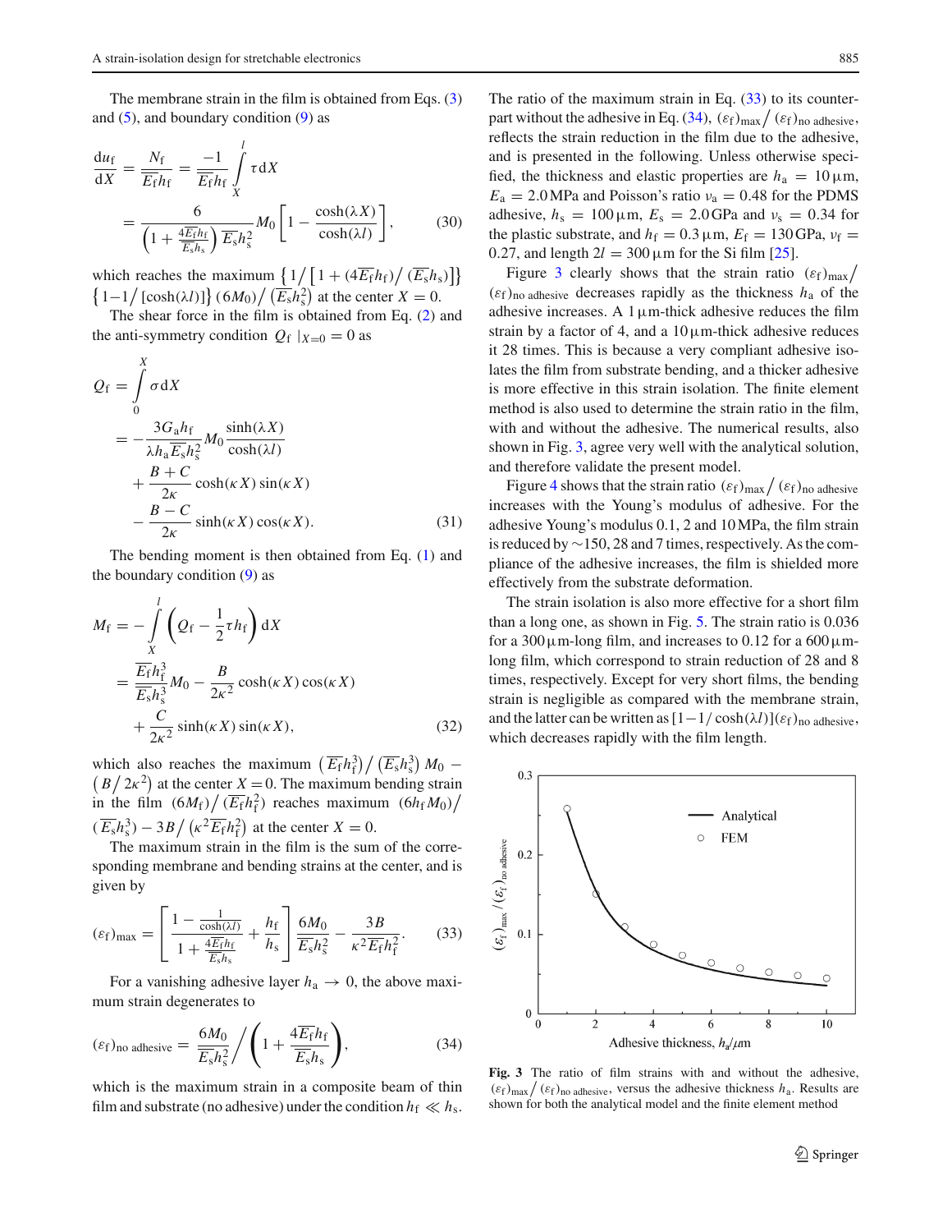The membrane strain in the film is obtained from Eqs. (3) and (5), and boundary condition (9) as

$$
\frac{\mathrm{d}u_{\mathrm{f}}}{\mathrm{d}X}=\frac{N_{\mathrm{f}}}{\overline{E}_{\mathrm{f}}h_{\mathrm{f}}}=\frac{-1}{\overline{E}_{\mathrm{f}}h_{\mathrm{f}}}\int_{X}^{l}\tau\,\mathrm{d}X
=\frac{6}{\left(1+\frac{4\overline{E}_{\mathrm{f}}h_{\mathrm{f}}}{\overline{E}_{\mathrm{s}}h_{\mathrm{s}}}\right)\overline{E}_{\mathrm{s}}h_{\mathrm{s}}^{2}}M_{0}\left[1-\frac{\cosh(\lambda X)}{\cosh(\lambda l)}\right],\tag{30}
$$

which reaches the maximum $\left\{1/\left[1+(4\overline{E}_{\mathrm{f}}h_{\mathrm{f}})/(\overline{E}_{\mathrm{s}}h_{\mathrm{s}})\right]\right\}\left\{1-1/\left[\cosh(\lambda l)\right]\right\}(6M_0)/\left(\overline{E}_{\mathrm{s}}h_{\mathrm{s}}^2\right)$ at the center $X=0$.

The shear force in the film is obtained from Eq. (2) and the anti-symmetry condition $Q_{\mathrm{f}}\mid_{X=0}=0$ as

$$
\begin{aligned}
Q_{\mathrm{f}}&=\int_{0}^{X}\sigma\,\mathrm{d}X\\
&=-\frac{3G_{\mathrm{a}}h_{\mathrm{f}}}{\lambda h_{\mathrm{a}}\overline{E}_{\mathrm{s}}h_{\mathrm{s}}^{2}}M_{0}\frac{\sinh(\lambda X)}{\cosh(\lambda l)}\\
&\quad+\frac{B+C}{2\kappa}\cosh(\kappa X)\sin(\kappa X)\\
&\quad-\frac{B-C}{2\kappa}\sinh(\kappa X)\cos(\kappa X).
\end{aligned}\tag{31}
$$

The bending moment is then obtained from Eq. (1) and the boundary condition (9) as

$$
\begin{aligned}
M_{\mathrm{f}}&=-\int_{X}^{l}\left(Q_{\mathrm{f}}-\frac{1}{2}\tau h_{\mathrm{f}}\right)\mathrm{d}X\\
&=\frac{\overline{E}_{\mathrm{f}}h_{\mathrm{f}}^{3}}{\overline{E}_{\mathrm{s}}h_{\mathrm{s}}^{3}}M_{0}-\frac{B}{2\kappa^{2}}\cosh(\kappa X)\cos(\kappa X)\\
&\quad+\frac{C}{2\kappa^{2}}\sinh(\kappa X)\sin(\kappa X),
\end{aligned}\tag{32}
$$

which also reaches the maximum $\left(\overline{E}_{\mathrm{f}}h_{\mathrm{f}}^3\right)/\left(\overline{E}_{\mathrm{s}}h_{\mathrm{s}}^3\right)M_0-\left(B/2\kappa^2\right)$ at the center $X=0$. The maximum bending strain in the film $(6M_{\mathrm{f}})/(\overline{E}_{\mathrm{f}}h_{\mathrm{f}}^2)$ reaches maximum $(6h_{\mathrm{f}}M_0)/(\overline{E}_{\mathrm{s}}h_{\mathrm{s}}^3)-3B/\left(\kappa^2\overline{E}_{\mathrm{f}}h_{\mathrm{f}}^2\right)$ at the center $X=0$.

The maximum strain in the film is the sum of the corresponding membrane and bending strains at the center, and is given by

$$
(\varepsilon_{\mathrm{f}})_{\max}=\left[\frac{1-\frac{1}{\cosh(\lambda l)}}{1+\frac{4\overline{E}_{\mathrm{f}}h_{\mathrm{f}}}{\overline{E}_{\mathrm{s}}h_{\mathrm{s}}}}+\frac{h_{\mathrm{f}}}{h_{\mathrm{s}}}\right]\frac{6M_{0}}{\overline{E}_{\mathrm{s}}h_{\mathrm{s}}^{2}}-\frac{3B}{\kappa^{2}\overline{E}_{\mathrm{f}}h_{\mathrm{f}}^{2}}.\tag{33}
$$

For a vanishing adhesive layer $h_{\mathrm{a}}\to 0$, the above maximum strain degenerates to

$$
(\varepsilon_{\mathrm{f}})_{\text{no adhesive}}=\frac{6M_{0}}{\overline{E}_{\mathrm{s}}h_{\mathrm{s}}^{2}}\Big/\left(1+\frac{4\overline{E}_{\mathrm{f}}h_{\mathrm{f}}}{\overline{E}_{\mathrm{s}}h_{\mathrm{s}}}\right),\tag{34}
$$

which is the maximum strain in a composite beam of thin film and substrate (no adhesive) under the condition $h_{\mathrm{f}}\ll h_{\mathrm{s}}$.

The ratio of the maximum strain in Eq. (33) to its counterpart without the adhesive in Eq. (34), $(\varepsilon_{\mathrm{f}})_{\max}/(\varepsilon_{\mathrm{f}})_{\text{no adhesive}}$, reflects the strain reduction in the film due to the adhesive, and is presented in the following. Unless otherwise specified, the thickness and elastic properties are $h_{\mathrm{a}}=10\,\mu\mathrm{m}$, $E_{\mathrm{a}}=2.0\,\mathrm{MPa}$ and Poisson's ratio $\nu_{\mathrm{a}}=0.48$ for the PDMS adhesive, $h_{\mathrm{s}}=100\,\mu\mathrm{m}$, $E_{\mathrm{s}}=2.0\,\mathrm{GPa}$ and $\nu_{\mathrm{s}}=0.34$ for the plastic substrate, and $h_{\mathrm{f}}=0.3\,\mu\mathrm{m}$, $E_{\mathrm{f}}=130\,\mathrm{GPa}$, $\nu_{\mathrm{f}}=0.27$, and length $2l=300\,\mu\mathrm{m}$ for the Si film [25].

Figure 3 clearly shows that the strain ratio $(\varepsilon_{\mathrm{f}})_{\max}/(\varepsilon_{\mathrm{f}})_{\text{no adhesive}}$ decreases rapidly as the thickness $h_{\mathrm{a}}$ of the adhesive increases. A $1\,\mu\mathrm{m}$-thick adhesive reduces the film strain by a factor of 4, and a $10\,\mu\mathrm{m}$-thick adhesive reduces it 28 times. This is because a very compliant adhesive isolates the film from substrate bending, and a thicker adhesive is more effective in this strain isolation. The finite element method is also used to determine the strain ratio in the film, with and without the adhesive. The numerical results, also shown in Fig. 3, agree very well with the analytical solution, and therefore validate the present model.

Figure 4 shows that the strain ratio $(\varepsilon_{\mathrm{f}})_{\max}/(\varepsilon_{\mathrm{f}})_{\text{no adhesive}}$ increases with the Young's modulus of adhesive. For the adhesive Young's modulus 0.1, 2 and 10 MPa, the film strain is reduced by ~150, 28 and 7 times, respectively. As the compliance of the adhesive increases, the film is shielded more effectively from the substrate deformation.

The strain isolation is also more effective for a short film than a long one, as shown in Fig. 5. The strain ratio is 0.036 for a $300\,\mu\mathrm{m}$-long film, and increases to 0.12 for a $600\,\mu\mathrm{m}$-long film, which correspond to strain reduction of 28 and 8 times, respectively. Except for very short films, the bending strain is negligible as compared with the membrane strain, and the latter can be written as $[1-1/\cosh(\lambda l)](\varepsilon_{\mathrm{f}})_{\text{no adhesive}}$, which decreases rapidly with the film length.

**Fig. 3** The ratio of film strains with and without the adhesive, $(\varepsilon_{\mathrm{f}})_{\max}/(\varepsilon_{\mathrm{f}})_{\text{no adhesive}}$, versus the adhesive thickness $h_{\mathrm{a}}$. Results are shown for both the analytical model and the finite element method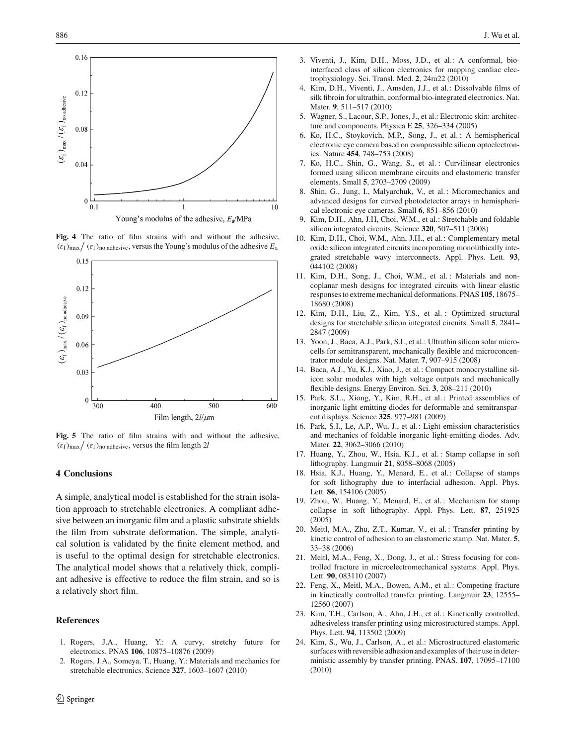**Fig. 4** The ratio of film strains with and without the adhesive, $(\varepsilon_f)_{max}/(\varepsilon_f)_{no\ adhesive}$, versus the Young's modulus of the adhesive $E_a$

**Fig. 5** The ratio of film strains with and without the adhesive, $(\varepsilon_f)_{max}/(\varepsilon_f)_{no\ adhesive}$, versus the film length $2l$

## 4 Conclusions

A simple, analytical model is established for the strain isolation approach to stretchable electronics. A compliant adhesive between an inorganic film and a plastic substrate shields the film from substrate deformation. The simple, analytical solution is validated by the finite element method, and is useful to the optimal design for stretchable electronics. The analytical model shows that a relatively thick, compliant adhesive is effective to reduce the film strain, and so is a relatively short film.

## References

1. Rogers, J.A., Huang, Y.: A curvy, stretchy future for electronics. PNAS **106**, 10875–10876 (2009)
2. Rogers, J.A., Someya, T., Huang, Y.: Materials and mechanics for stretchable electronics. Science **327**, 1603–1607 (2010)
3. Viventi, J., Kim, D.H., Moss, J.D., et al.: A conformal, bio-interfaced class of silicon electronics for mapping cardiac electrophysiology. Sci. Transl. Med. **2**, 24ra22 (2010)
4. Kim, D.H., Viventi, J., Amsden, J.J., et al.: Dissolvable films of silk fibroin for ultrathin, conformal bio-integrated electronics. Nat. Mater. **9**, 511–517 (2010)
5. Wagner, S., Lacour, S.P., Jones, J., et al.: Electronic skin: architecture and components. Physica E **25**, 326–334 (2005)
6. Ko, H.C., Stoykovich, M.P., Song, J., et al.: A hemispherical electronic eye camera based on compressible silicon optoelectronics. Nature **454**, 748–753 (2008)
7. Ko, H.C., Shin, G., Wang, S., et al.: Curvilinear electronics formed using silicon membrane circuits and elastomeric transfer elements. Small **5**, 2703–2709 (2009)
8. Shin, G., Jung, I., Malyarchuk, V., et al.: Micromechanics and advanced designs for curved photodetector arrays in hemispherical electronic eye cameras. Small **6**, 851–856 (2010)
9. Kim, D.H., Ahn, J.H, Choi, W.M., et al.: Stretchable and foldable silicon integrated circuits. Science **320**, 507–511 (2008)
10. Kim, D.H., Choi, W.M., Ahn, J.H., et al.: Complementary metal oxide silicon integrated circuits incorporating monolithically integrated stretchable wavy interconnects. Appl. Phys. Lett. **93**, 044102 (2008)
11. Kim, D.H., Song, J., Choi, W.M., et al.: Materials and non-coplanar mesh designs for integrated circuits with linear elastic responses to extreme mechanical deformations. PNAS **105**, 18675–18680 (2008)
12. Kim, D.H., Liu, Z., Kim, Y.S., et al.: Optimized structural designs for stretchable silicon integrated circuits. Small **5**, 2841–2847 (2009)
13. Yoon, J., Baca, A.J., Park, S.I., et al.: Ultrathin silicon solar microcells for semitransparent, mechanically flexible and microconcentrator module designs. Nat. Mater. **7**, 907–915 (2008)
14. Baca, A.J., Yu, K.J., Xiao, J., et al.: Compact monocrystalline silicon solar modules with high voltage outputs and mechanically flexible designs. Energy Environ. Sci. **3**, 208–211 (2010)
15. Park, S.L., Xiong, Y., Kim, R.H., et al.: Printed assemblies of inorganic light-emitting diodes for deformable and semitransparent displays. Science **325**, 977–981 (2009)
16. Park, S.I., Le, A.P., Wu, J., et al.: Light emission characteristics and mechanics of foldable inorganic light-emitting diodes. Adv. Mater. **22**, 3062–3066 (2010)
17. Huang, Y., Zhou, W., Hsia, K.J., et al.: Stamp collapse in soft lithography. Langmuir **21**, 8058–8068 (2005)
18. Hsia, K.J., Huang, Y., Menard, E., et al.: Collapse of stamps for soft lithography due to interfacial adhesion. Appl. Phys. Lett. **86**, 154106 (2005)
19. Zhou, W., Huang, Y., Menard, E., et al.: Mechanism for stamp collapse in soft lithography. Appl. Phys. Lett. **87**, 251925 (2005)
20. Meitl, M.A., Zhu, Z.T., Kumar, V., et al.: Transfer printing by kinetic control of adhesion to an elastomeric stamp. Nat. Mater. **5**, 33–38 (2006)
21. Meitl, M.A., Feng, X., Dong, J., et al.: Stress focusing for controlled fracture in microelectromechanical systems. Appl. Phys. Lett. **90**, 083110 (2007)
22. Feng, X., Meitl, M.A., Bowen, A.M., et al.: Competing fracture in kinetically controlled transfer printing. Langmuir **23**, 12555–12560 (2007)
23. Kim, T.H., Carlson, A., Ahn, J.H., et al.: Kinetically controlled, adhesiveless transfer printing using microstructured stamps. Appl. Phys. Lett. **94**, 113502 (2009)
24. Kim, S., Wu, J., Carlson, A., et al.: Microstructured elastomeric surfaces with reversible adhesion and examples of their use in deterministic assembly by transfer printing. PNAS. **107**, 17095–17100 (2010)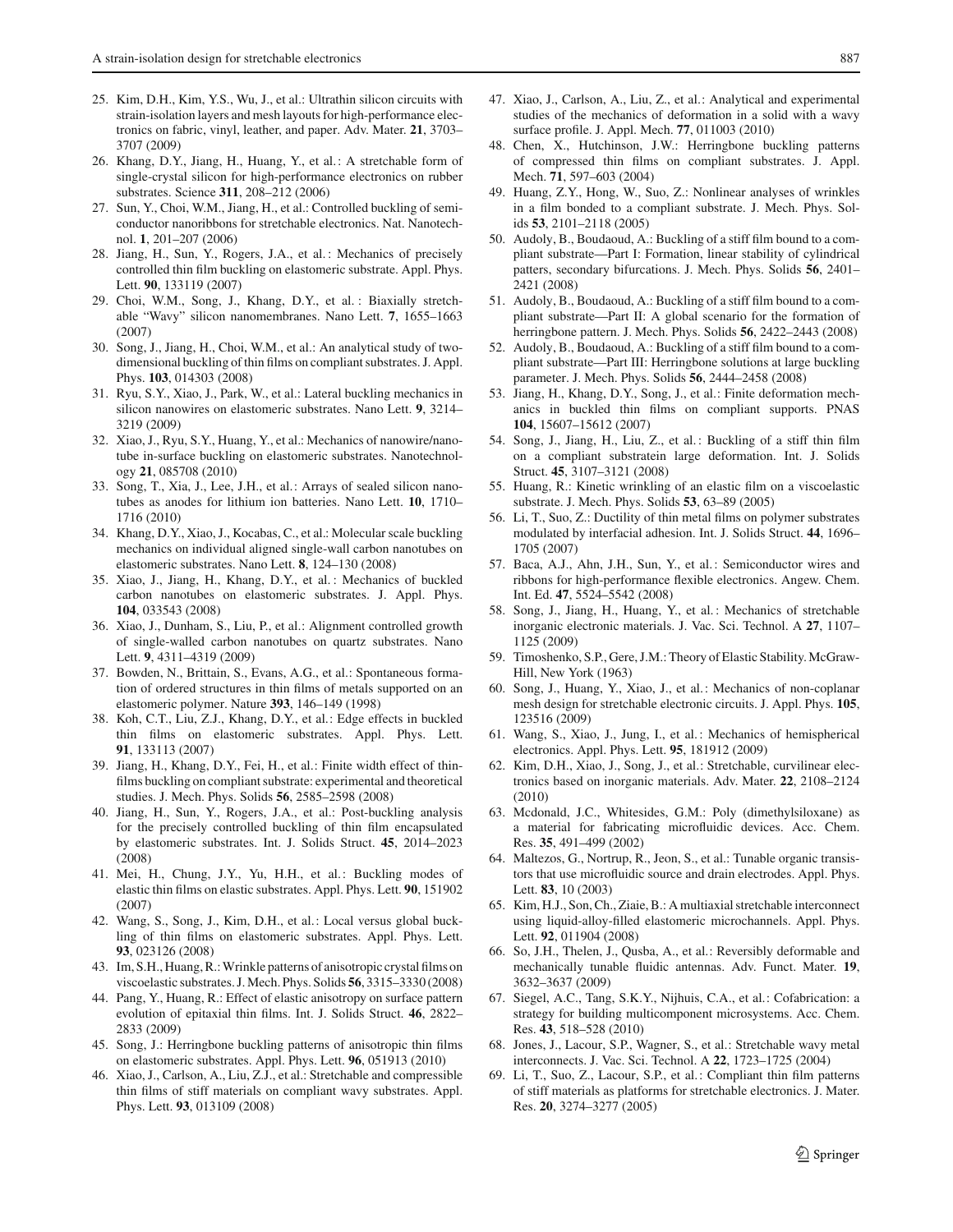25. Kim, D.H., Kim, Y.S., Wu, J., et al.: Ultrathin silicon circuits with strain-isolation layers and mesh layouts for high-performance electronics on fabric, vinyl, leather, and paper. Adv. Mater. **21**, 3703–3707 (2009)
26. Khang, D.Y., Jiang, H., Huang, Y., et al.: A stretchable form of single-crystal silicon for high-performance electronics on rubber substrates. Science **311**, 208–212 (2006)
27. Sun, Y., Choi, W.M., Jiang, H., et al.: Controlled buckling of semiconductor nanoribbons for stretchable electronics. Nat. Nanotechnol. **1**, 201–207 (2006)
28. Jiang, H., Sun, Y., Rogers, J.A., et al.: Mechanics of precisely controlled thin film buckling on elastomeric substrate. Appl. Phys. Lett. **90**, 133119 (2007)
29. Choi, W.M., Song, J., Khang, D.Y., et al.: Biaxially stretchable "Wavy" silicon nanomembranes. Nano Lett. **7**, 1655–1663 (2007)
30. Song, J., Jiang, H., Choi, W.M., et al.: An analytical study of two-dimensional buckling of thin films on compliant substrates. J. Appl. Phys. **103**, 014303 (2008)
31. Ryu, S.Y., Xiao, J., Park, W., et al.: Lateral buckling mechanics in silicon nanowires on elastomeric substrates. Nano Lett. **9**, 3214–3219 (2009)
32. Xiao, J., Ryu, S.Y., Huang, Y., et al.: Mechanics of nanowire/nanotube in-surface buckling on elastomeric substrates. Nanotechnology **21**, 085708 (2010)
33. Song, T., Xia, J., Lee, J.H., et al.: Arrays of sealed silicon nanotubes as anodes for lithium ion batteries. Nano Lett. **10**, 1710–1716 (2010)
34. Khang, D.Y., Xiao, J., Kocabas, C., et al.: Molecular scale buckling mechanics on individual aligned single-wall carbon nanotubes on elastomeric substrates. Nano Lett. **8**, 124–130 (2008)
35. Xiao, J., Jiang, H., Khang, D.Y., et al.: Mechanics of buckled carbon nanotubes on elastomeric substrates. J. Appl. Phys. **104**, 033543 (2008)
36. Xiao, J., Dunham, S., Liu, P., et al.: Alignment controlled growth of single-walled carbon nanotubes on quartz substrates. Nano Lett. **9**, 4311–4319 (2009)
37. Bowden, N., Brittain, S., Evans, A.G., et al.: Spontaneous formation of ordered structures in thin films of metals supported on an elastomeric polymer. Nature **393**, 146–149 (1998)
38. Koh, C.T., Liu, Z.J., Khang, D.Y., et al.: Edge effects in buckled thin films on elastomeric substrates. Appl. Phys. Lett. **91**, 133113 (2007)
39. Jiang, H., Khang, D.Y., Fei, H., et al.: Finite width effect of thin-films buckling on compliant substrate: experimental and theoretical studies. J. Mech. Phys. Solids **56**, 2585–2598 (2008)
40. Jiang, H., Sun, Y., Rogers, J.A., et al.: Post-buckling analysis for the precisely controlled buckling of thin film encapsulated by elastomeric substrates. Int. J. Solids Struct. **45**, 2014–2023 (2008)
41. Mei, H., Chung, J.Y., Yu, H.H., et al.: Buckling modes of elastic thin films on elastic substrates. Appl. Phys. Lett. **90**, 151902 (2007)
42. Wang, S., Song, J., Kim, D.H., et al.: Local versus global buckling of thin films on elastomeric substrates. Appl. Phys. Lett. **93**, 023126 (2008)
43. Im, S.H., Huang, R.: Wrinkle patterns of anisotropic crystal films on viscoelastic substrates. J. Mech. Phys. Solids **56**, 3315–3330 (2008)
44. Pang, Y., Huang, R.: Effect of elastic anisotropy on surface pattern evolution of epitaxial thin films. Int. J. Solids Struct. **46**, 2822–2833 (2009)
45. Song, J.: Herringbone buckling patterns of anisotropic thin films on elastomeric substrates. Appl. Phys. Lett. **96**, 051913 (2010)
46. Xiao, J., Carlson, A., Liu, Z.J., et al.: Stretchable and compressible thin films of stiff materials on compliant wavy substrates. Appl. Phys. Lett. **93**, 013109 (2008)
47. Xiao, J., Carlson, A., Liu, Z., et al.: Analytical and experimental studies of the mechanics of deformation in a solid with a wavy surface profile. J. Appl. Mech. **77**, 011003 (2010)
48. Chen, X., Hutchinson, J.W.: Herringbone buckling patterns of compressed thin films on compliant substrates. J. Appl. Mech. **71**, 597–603 (2004)
49. Huang, Z.Y., Hong, W., Suo, Z.: Nonlinear analyses of wrinkles in a film bonded to a compliant substrate. J. Mech. Phys. Solids **53**, 2101–2118 (2005)
50. Audoly, B., Boudaoud, A.: Buckling of a stiff film bound to a compliant substrate—Part I: Formation, linear stability of cylindrical patters, secondary bifurcations. J. Mech. Phys. Solids **56**, 2401–2421 (2008)
51. Audoly, B., Boudaoud, A.: Buckling of a stiff film bound to a compliant substrate—Part II: A global scenario for the formation of herringbone pattern. J. Mech. Phys. Solids **56**, 2422–2443 (2008)
52. Audoly, B., Boudaoud, A.: Buckling of a stiff film bound to a compliant substrate—Part III: Herringbone solutions at large buckling parameter. J. Mech. Phys. Solids **56**, 2444–2458 (2008)
53. Jiang, H., Khang, D.Y., Song, J., et al.: Finite deformation mechanics in buckled thin films on compliant supports. PNAS **104**, 15607–15612 (2007)
54. Song, J., Jiang, H., Huang, Y., Liu, Z., et al.: Buckling of a stiff thin film on a compliant substratein large deformation. Int. J. Solids Struct. **45**, 3107–3121 (2008)
55. Huang, R.: Kinetic wrinkling of an elastic film on a viscoelastic substrate. J. Mech. Phys. Solids **53**, 63–89 (2005)
56. Li, T., Suo, Z.: Ductility of thin metal films on polymer substrates modulated by interfacial adhesion. Int. J. Solids Struct. **44**, 1696–1705 (2007)
57. Baca, A.J., Ahn, J.H., Sun, Y., et al.: Semiconductor wires and ribbons for high-performance flexible electronics. Angew. Chem. Int. Ed. **47**, 5524–5542 (2008)
58. Song, J., Jiang, H., Huang, Y., et al.: Mechanics of stretchable inorganic electronic materials. J. Vac. Sci. Technol. A **27**, 1107–1125 (2009)
59. Timoshenko, S.P., Gere, J.M.: Theory of Elastic Stability. McGraw-Hill, New York (1963)
60. Song, J., Huang, Y., Xiao, J., et al.: Mechanics of non-coplanar mesh design for stretchable electronic circuits. J. Appl. Phys. **105**, 123516 (2009)
61. Wang, S., Xiao, J., Jung, I., et al.: Mechanics of hemispherical electronics. Appl. Phys. Lett. **95**, 181912 (2009)
62. Kim, D.H., Xiao, J., Song, J., et al.: Stretchable, curvilinear electronics based on inorganic materials. Adv. Mater. **22**, 2108–2124 (2010)
63. Mcdonald, J.C., Whitesides, G.M.: Poly (dimethylsiloxane) as a material for fabricating microfluidic devices. Acc. Chem. Res. **35**, 491–499 (2002)
64. Maltezos, G., Nortrup, R., Jeon, S., et al.: Tunable organic transistors that use microfluidic source and drain electrodes. Appl. Phys. Lett. **83**, 10 (2003)
65. Kim, H.J., Son, Ch., Ziaie, B.: A multiaxial stretchable interconnect using liquid-alloy-filled elastomeric microchannels. Appl. Phys. Lett. **92**, 011904 (2008)
66. So, J.H., Thelen, J., Qusba, A., et al.: Reversibly deformable and mechanically tunable fluidic antennas. Adv. Funct. Mater. **19**, 3632–3637 (2009)
67. Siegel, A.C., Tang, S.K.Y., Nijhuis, C.A., et al.: Cofabrication: a strategy for building multicomponent microsystems. Acc. Chem. Res. **43**, 518–528 (2010)
68. Jones, J., Lacour, S.P., Wagner, S., et al.: Stretchable wavy metal interconnects. J. Vac. Sci. Technol. A **22**, 1723–1725 (2004)
69. Li, T., Suo, Z., Lacour, S.P., et al.: Compliant thin film patterns of stiff materials as platforms for stretchable electronics. J. Mater. Res. **20**, 3274–3277 (2005)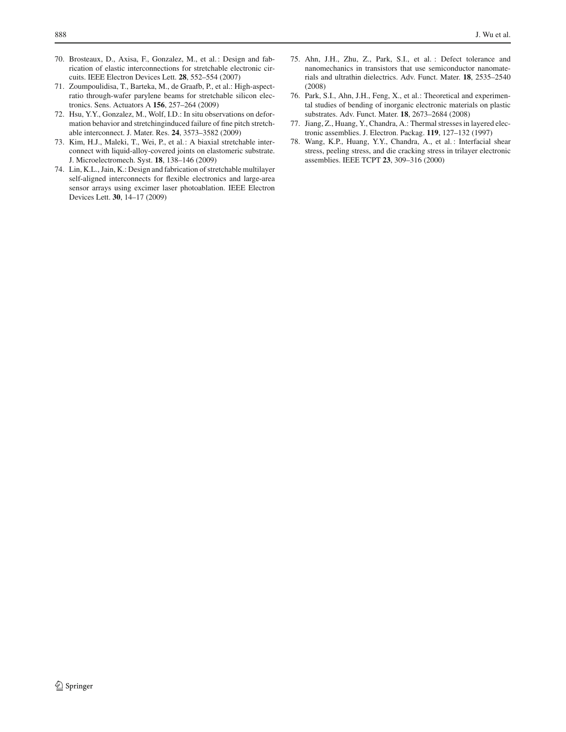70. Brosteaux, D., Axisa, F., Gonzalez, M., et al.: Design and fabrication of elastic interconnections for stretchable electronic circuits. IEEE Electron Devices Lett. **28**, 552–554 (2007)
71. Zoumpoulidisa, T., Barteka, M., de Graafb, P., et al.: High-aspect-ratio through-wafer parylene beams for stretchable silicon electronics. Sens. Actuators A **156**, 257–264 (2009)
72. Hsu, Y.Y., Gonzalez, M., Wolf, I.D.: In situ observations on deformation behavior and stretchinginduced failure of fine pitch stretchable interconnect. J. Mater. Res. **24**, 3573–3582 (2009)
73. Kim, H.J., Maleki, T., Wei, P., et al.: A biaxial stretchable interconnect with liquid-alloy-covered joints on elastomeric substrate. J. Microelectromech. Syst. **18**, 138–146 (2009)
74. Lin, K.L., Jain, K.: Design and fabrication of stretchable multilayer self-aligned interconnects for flexible electronics and large-area sensor arrays using excimer laser photoablation. IEEE Electron Devices Lett. **30**, 14–17 (2009)
75. Ahn, J.H., Zhu, Z., Park, S.I., et al.: Defect tolerance and nanomechanics in transistors that use semiconductor nanomaterials and ultrathin dielectrics. Adv. Funct. Mater. **18**, 2535–2540 (2008)
76. Park, S.I., Ahn, J.H., Feng, X., et al.: Theoretical and experimental studies of bending of inorganic electronic materials on plastic substrates. Adv. Funct. Mater. **18**, 2673–2684 (2008)
77. Jiang, Z., Huang, Y., Chandra, A.: Thermal stresses in layered electronic assemblies. J. Electron. Packag. **119**, 127–132 (1997)
78. Wang, K.P., Huang, Y.Y., Chandra, A., et al.: Interfacial shear stress, peeling stress, and die cracking stress in trilayer electronic assemblies. IEEE TCPT **23**, 309–316 (2000)